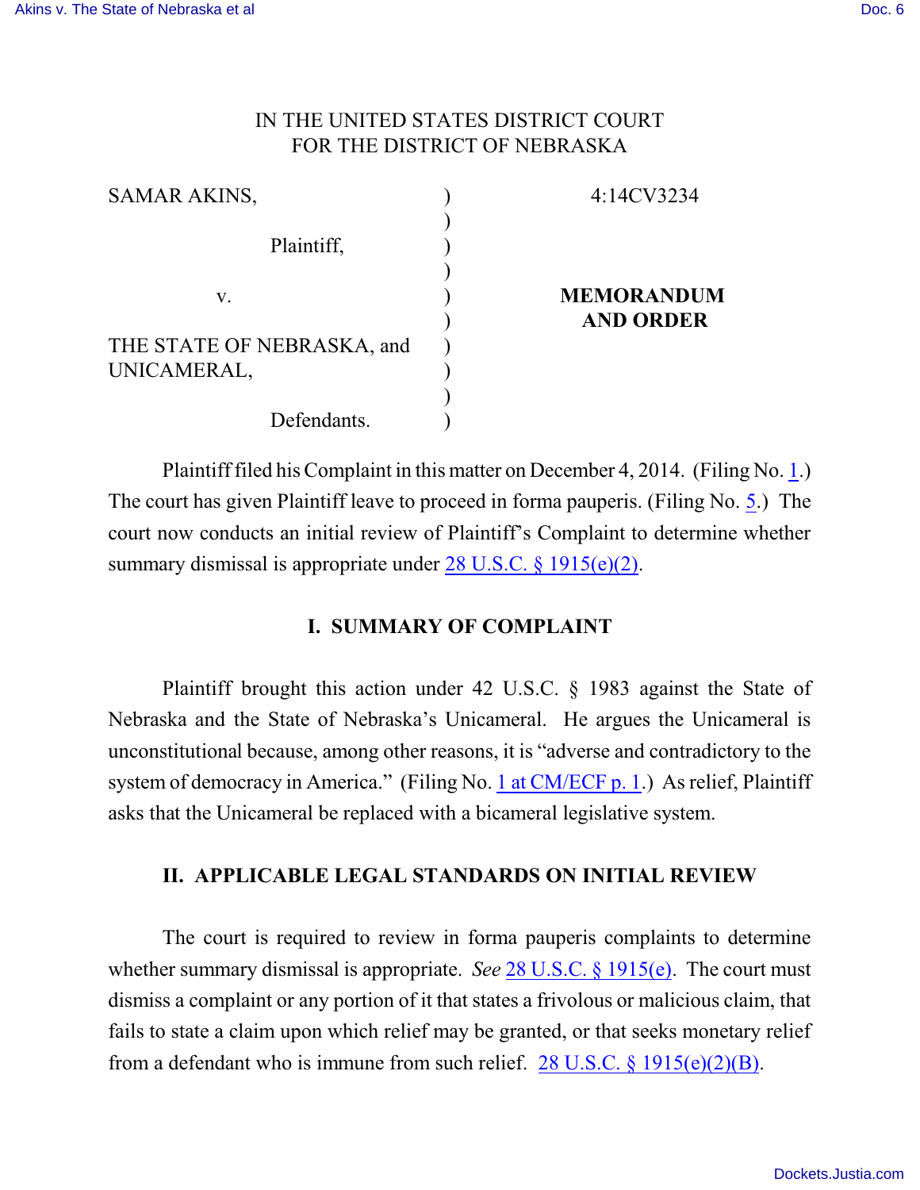IN THE UNITED STATES DISTRICT COURT
FOR THE DISTRICT OF NEBRASKA

| | | |
|---|---|---|
| SAMAR AKINS, | ) | 4:14CV3234 |
| | ) | |
| Plaintiff, | ) | |
| | ) | |
| v. | ) | **MEMORANDUM AND ORDER** |
| | ) | |
| THE STATE OF NEBRASKA, and UNICAMERAL, | ) | |
| | ) | |
| Defendants. | ) | |

Plaintiff filed his Complaint in this matter on December 4, 2014. (Filing No. 1.) The court has given Plaintiff leave to proceed in forma pauperis. (Filing No. 5.) The court now conducts an initial review of Plaintiff's Complaint to determine whether summary dismissal is appropriate under 28 U.S.C. § 1915(e)(2).

## I. SUMMARY OF COMPLAINT

Plaintiff brought this action under 42 U.S.C. § 1983 against the State of Nebraska and the State of Nebraska's Unicameral. He argues the Unicameral is unconstitutional because, among other reasons, it is "adverse and contradictory to the system of democracy in America." (Filing No. 1 at CM/ECF p. 1.) As relief, Plaintiff asks that the Unicameral be replaced with a bicameral legislative system.

## II. APPLICABLE LEGAL STANDARDS ON INITIAL REVIEW

The court is required to review in forma pauperis complaints to determine whether summary dismissal is appropriate. *See* 28 U.S.C. § 1915(e). The court must dismiss a complaint or any portion of it that states a frivolous or malicious claim, that fails to state a claim upon which relief may be granted, or that seeks monetary relief from a defendant who is immune from such relief. 28 U.S.C. § 1915(e)(2)(B).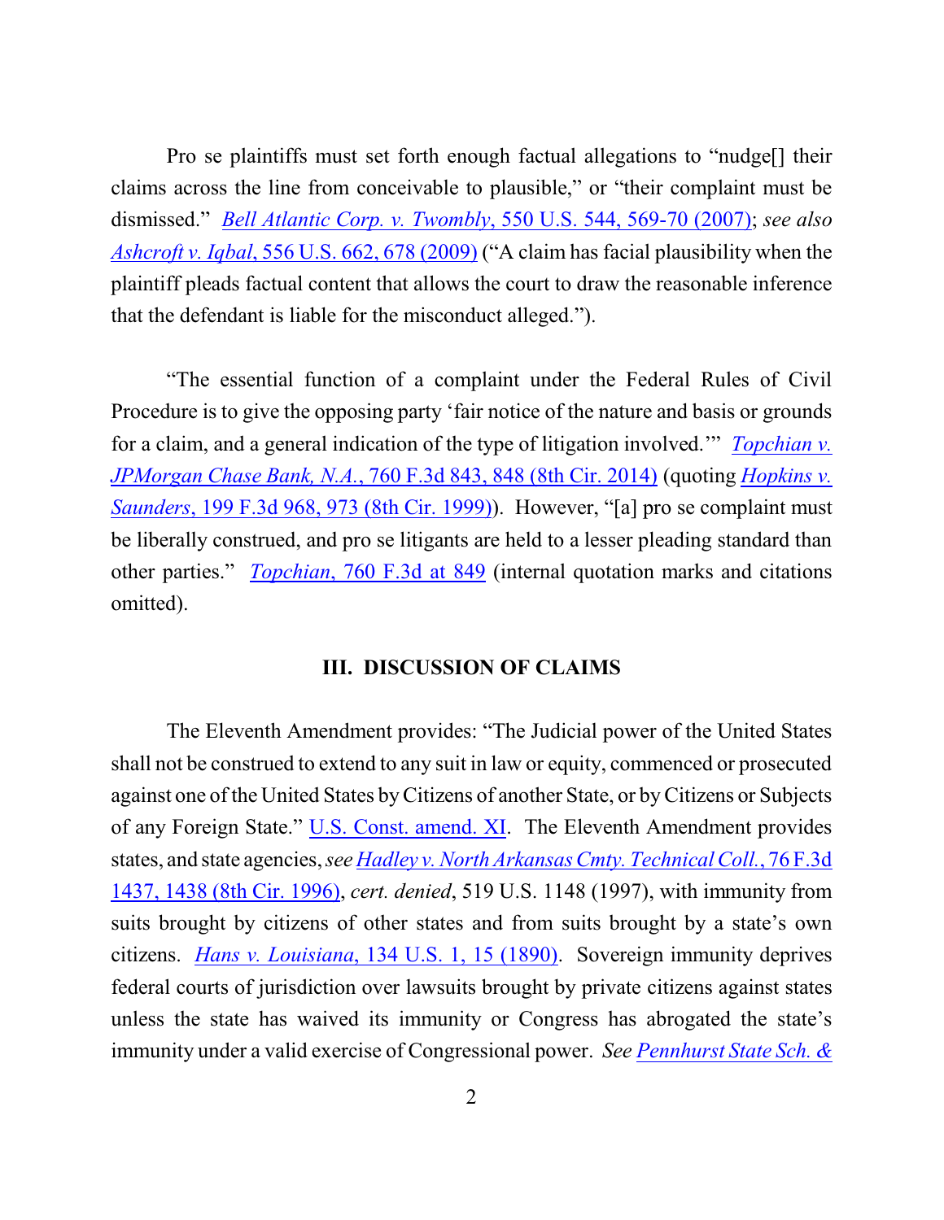Pro se plaintiffs must set forth enough factual allegations to "nudge[] their claims across the line from conceivable to plausible," or "their complaint must be dismissed." *Bell Atlantic Corp. v. Twombly*, 550 U.S. 544, 569-70 (2007); *see also Ashcroft v. Iqbal*, 556 U.S. 662, 678 (2009) ("A claim has facial plausibility when the plaintiff pleads factual content that allows the court to draw the reasonable inference that the defendant is liable for the misconduct alleged.").

"The essential function of a complaint under the Federal Rules of Civil Procedure is to give the opposing party 'fair notice of the nature and basis or grounds for a claim, and a general indication of the type of litigation involved.'" *Topchian v. JPMorgan Chase Bank, N.A.*, 760 F.3d 843, 848 (8th Cir. 2014) (quoting *Hopkins v. Saunders*, 199 F.3d 968, 973 (8th Cir. 1999)). However, "[a] pro se complaint must be liberally construed, and pro se litigants are held to a lesser pleading standard than other parties." *Topchian*, 760 F.3d at 849 (internal quotation marks and citations omitted).

## III. DISCUSSION OF CLAIMS

The Eleventh Amendment provides: "The Judicial power of the United States shall not be construed to extend to any suit in law or equity, commenced or prosecuted against one of the United States by Citizens of another State, or by Citizens or Subjects of any Foreign State." U.S. Const. amend. XI. The Eleventh Amendment provides states, and state agencies, *see Hadley v. North Arkansas Cmty. Technical Coll.*, 76 F.3d 1437, 1438 (8th Cir. 1996), *cert. denied*, 519 U.S. 1148 (1997), with immunity from suits brought by citizens of other states and from suits brought by a state's own citizens. *Hans v. Louisiana*, 134 U.S. 1, 15 (1890). Sovereign immunity deprives federal courts of jurisdiction over lawsuits brought by private citizens against states unless the state has waived its immunity or Congress has abrogated the state's immunity under a valid exercise of Congressional power. *See Pennhurst State Sch. &*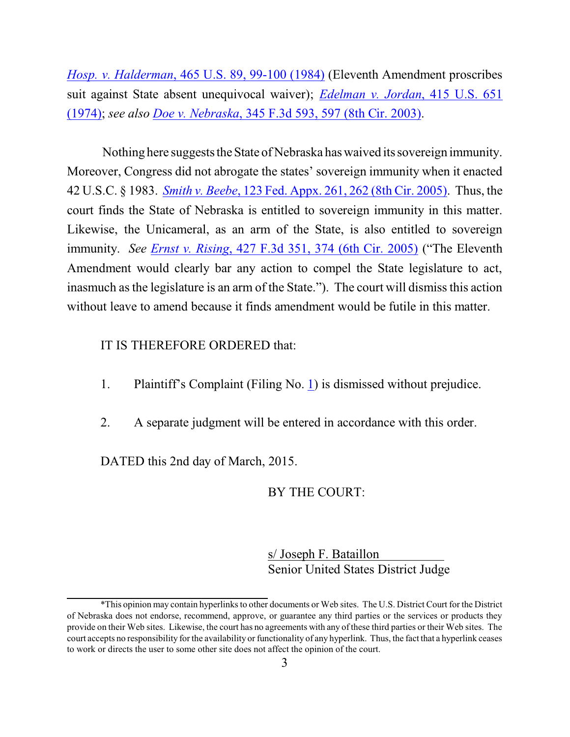*Hosp. v. Halderman*, 465 U.S. 89, 99-100 (1984) (Eleventh Amendment proscribes suit against State absent unequivocal waiver); *Edelman v. Jordan*, 415 U.S. 651 (1974); *see also* *Doe v. Nebraska*, 345 F.3d 593, 597 (8th Cir. 2003).

Nothing here suggests the State of Nebraska has waived its sovereign immunity. Moreover, Congress did not abrogate the states' sovereign immunity when it enacted 42 U.S.C. § 1983. *Smith v. Beebe*, 123 Fed. Appx. 261, 262 (8th Cir. 2005). Thus, the court finds the State of Nebraska is entitled to sovereign immunity in this matter. Likewise, the Unicameral, as an arm of the State, is also entitled to sovereign immunity. *See* *Ernst v. Rising*, 427 F.3d 351, 374 (6th Cir. 2005) ("The Eleventh Amendment would clearly bar any action to compel the State legislature to act, inasmuch as the legislature is an arm of the State."). The court will dismiss this action without leave to amend because it finds amendment would be futile in this matter.

IT IS THEREFORE ORDERED that:

1. Plaintiff's Complaint (Filing No. 1) is dismissed without prejudice.

2. A separate judgment will be entered in accordance with this order.

DATED this 2nd day of March, 2015.

BY THE COURT:

s/ Joseph F. Bataillon
Senior United States District Judge

---

*This opinion may contain hyperlinks to other documents or Web sites. The U.S. District Court for the District of Nebraska does not endorse, recommend, approve, or guarantee any third parties or the services or products they provide on their Web sites. Likewise, the court has no agreements with any of these third parties or their Web sites. The court accepts no responsibility for the availability or functionality of any hyperlink. Thus, the fact that a hyperlink ceases to work or directs the user to some other site does not affect the opinion of the court.